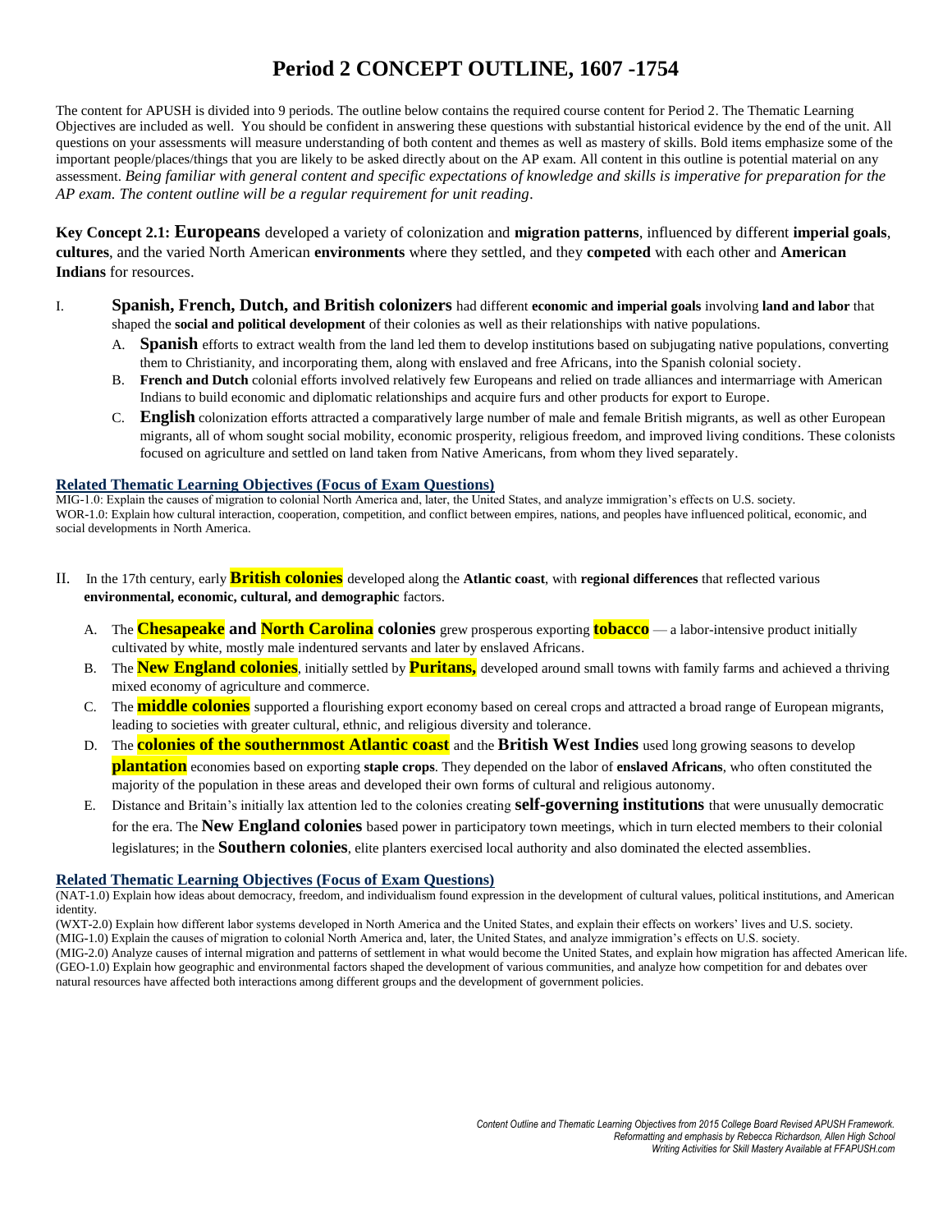# Period 2 CONCEPT OUTLINE, 1607 -1754

The content for APUSH is divided into 9 periods. The outline below contains the required course content for Period 2. The Thematic Learning Objectives are included as well. You should be confident in answering these questions with substantial historical evidence by the end of the unit. All questions on your assessments will measure understanding of both content and themes as well as mastery of skills. Bold items emphasize some of the important people/places/things that you are likely to be asked directly about on the AP exam. All content in this outline is potential material on any assessment. *Being familiar with general content and specific expectations of knowledge and skills is imperative for preparation for the AP exam. The content outline will be a regular requirement for unit reading.*

**Key Concept 2.1: Europeans** developed a variety of colonization and **migration patterns**, influenced by different **imperial goals**, **cultures**, and the varied North American **environments** where they settled, and they **competed** with each other and **American Indians** for resources.

I. **Spanish, French, Dutch, and British colonizers** had different **economic and imperial goals** involving **land and labor** that shaped the **social and political development** of their colonies as well as their relationships with native populations.
   - A. **Spanish** efforts to extract wealth from the land led them to develop institutions based on subjugating native populations, converting them to Christianity, and incorporating them, along with enslaved and free Africans, into the Spanish colonial society.
   - B. **French and Dutch** colonial efforts involved relatively few Europeans and relied on trade alliances and intermarriage with American Indians to build economic and diplomatic relationships and acquire furs and other products for export to Europe.
   - C. **English** colonization efforts attracted a comparatively large number of male and female British migrants, as well as other European migrants, all of whom sought social mobility, economic prosperity, religious freedom, and improved living conditions. These colonists focused on agriculture and settled on land taken from Native Americans, from whom they lived separately.

**Related Thematic Learning Objectives (Focus of Exam Questions)**

MIG-1.0: Explain the causes of migration to colonial North America and, later, the United States, and analyze immigration's effects on U.S. society.
WOR-1.0: Explain how cultural interaction, cooperation, competition, and conflict between empires, nations, and peoples have influenced political, economic, and social developments in North America.

II. In the 17th century, early **British colonies** developed along the **Atlantic coast**, with **regional differences** that reflected various **environmental, economic, cultural, and demographic** factors.
   - A. The **Chesapeake and North Carolina colonies** grew prosperous exporting **tobacco** — a labor-intensive product initially cultivated by white, mostly male indentured servants and later by enslaved Africans.
   - B. The **New England colonies**, initially settled by **Puritans,** developed around small towns with family farms and achieved a thriving mixed economy of agriculture and commerce.
   - C. The **middle colonies** supported a flourishing export economy based on cereal crops and attracted a broad range of European migrants, leading to societies with greater cultural, ethnic, and religious diversity and tolerance.
   - D. The **colonies of the southernmost Atlantic coast** and the **British West Indies** used long growing seasons to develop **plantation** economies based on exporting **staple crops**. They depended on the labor of **enslaved Africans**, who often constituted the majority of the population in these areas and developed their own forms of cultural and religious autonomy.
   - E. Distance and Britain's initially lax attention led to the colonies creating **self-governing institutions** that were unusually democratic for the era. The **New England colonies** based power in participatory town meetings, which in turn elected members to their colonial legislatures; in the **Southern colonies**, elite planters exercised local authority and also dominated the elected assemblies.

**Related Thematic Learning Objectives (Focus of Exam Questions)**

(NAT-1.0) Explain how ideas about democracy, freedom, and individualism found expression in the development of cultural values, political institutions, and American identity.
(WXT-2.0) Explain how different labor systems developed in North America and the United States, and explain their effects on workers' lives and U.S. society.
(MIG-1.0) Explain the causes of migration to colonial North America and, later, the United States, and analyze immigration's effects on U.S. society.
(MIG-2.0) Analyze causes of internal migration and patterns of settlement in what would become the United States, and explain how migration has affected American life.
(GEO-1.0) Explain how geographic and environmental factors shaped the development of various communities, and analyze how competition for and debates over natural resources have affected both interactions among different groups and the development of government policies.

*Content Outline and Thematic Learning Objectives from 2015 College Board Revised APUSH Framework.*
*Reformatting and emphasis by Rebecca Richardson, Allen High School*
*Writing Activities for Skill Mastery Available at FFAPUSH.com*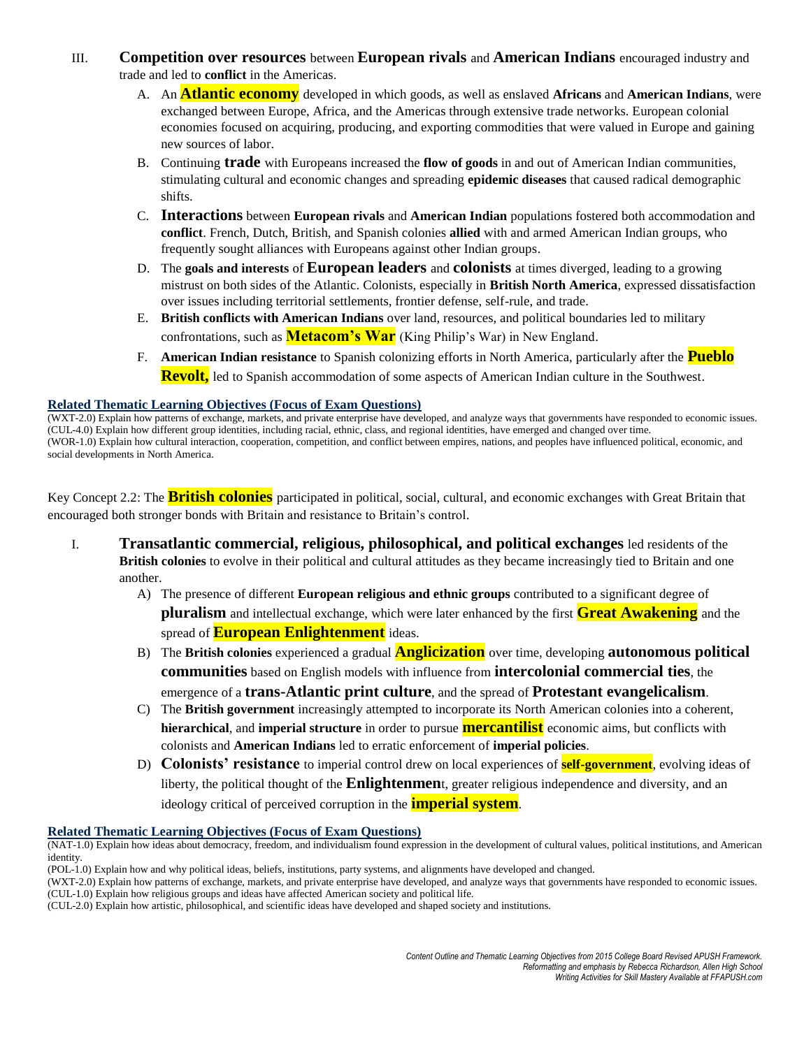III. **Competition over resources** between **European rivals** and **American Indians** encouraged industry and trade and led to **conflict** in the Americas.

A. An **Atlantic economy** developed in which goods, as well as enslaved **Africans** and **American Indians**, were exchanged between Europe, Africa, and the Americas through extensive trade networks. European colonial economies focused on acquiring, producing, and exporting commodities that were valued in Europe and gaining new sources of labor.

B. Continuing **trade** with Europeans increased the **flow of goods** in and out of American Indian communities, stimulating cultural and economic changes and spreading **epidemic diseases** that caused radical demographic shifts.

C. **Interactions** between **European rivals** and **American Indian** populations fostered both accommodation and **conflict**. French, Dutch, British, and Spanish colonies **allied** with and armed American Indian groups, who frequently sought alliances with Europeans against other Indian groups.

D. The **goals and interests** of **European leaders** and **colonists** at times diverged, leading to a growing mistrust on both sides of the Atlantic. Colonists, especially in **British North America**, expressed dissatisfaction over issues including territorial settlements, frontier defense, self-rule, and trade.

E. **British conflicts with American Indians** over land, resources, and political boundaries led to military confrontations, such as **Metacom's War** (King Philip's War) in New England.

F. **American Indian resistance** to Spanish colonizing efforts in North America, particularly after the **Pueblo Revolt,** led to Spanish accommodation of some aspects of American Indian culture in the Southwest.

**Related Thematic Learning Objectives (Focus of Exam Questions)**

(WXT-2.0) Explain how patterns of exchange, markets, and private enterprise have developed, and analyze ways that governments have responded to economic issues.
(CUL-4.0) Explain how different group identities, including racial, ethnic, class, and regional identities, have emerged and changed over time.
(WOR-1.0) Explain how cultural interaction, cooperation, competition, and conflict between empires, nations, and peoples have influenced political, economic, and social developments in North America.

Key Concept 2.2: The **British colonies** participated in political, social, cultural, and economic exchanges with Great Britain that encouraged both stronger bonds with Britain and resistance to Britain's control.

I. **Transatlantic commercial, religious, philosophical, and political exchanges** led residents of the **British colonies** to evolve in their political and cultural attitudes as they became increasingly tied to Britain and one another.

A) The presence of different **European religious and ethnic groups** contributed to a significant degree of **pluralism** and intellectual exchange, which were later enhanced by the first **Great Awakening** and the spread of **European Enlightenment** ideas.

B) The **British colonies** experienced a gradual **Anglicization** over time, developing **autonomous political communities** based on English models with influence from **intercolonial commercial ties**, the emergence of a **trans-Atlantic print culture**, and the spread of **Protestant evangelicalism**.

C) The **British government** increasingly attempted to incorporate its North American colonies into a coherent, **hierarchical**, and **imperial structure** in order to pursue **mercantilist** economic aims, but conflicts with colonists and **American Indians** led to erratic enforcement of **imperial policies**.

D) **Colonists' resistance** to imperial control drew on local experiences of **self-government**, evolving ideas of liberty, the political thought of the **Enlightenmen**t, greater religious independence and diversity, and an ideology critical of perceived corruption in the **imperial system**.

**Related Thematic Learning Objectives (Focus of Exam Questions)**

(NAT-1.0) Explain how ideas about democracy, freedom, and individualism found expression in the development of cultural values, political institutions, and American identity.
(POL-1.0) Explain how and why political ideas, beliefs, institutions, party systems, and alignments have developed and changed.
(WXT-2.0) Explain how patterns of exchange, markets, and private enterprise have developed, and analyze ways that governments have responded to economic issues.
(CUL-1.0) Explain how religious groups and ideas have affected American society and political life.
(CUL-2.0) Explain how artistic, philosophical, and scientific ideas have developed and shaped society and institutions.

*Content Outline and Thematic Learning Objectives from 2015 College Board Revised APUSH Framework.*
*Reformatting and emphasis by Rebecca Richardson, Allen High School*
*Writing Activities for Skill Mastery Available at FFAPUSH.com*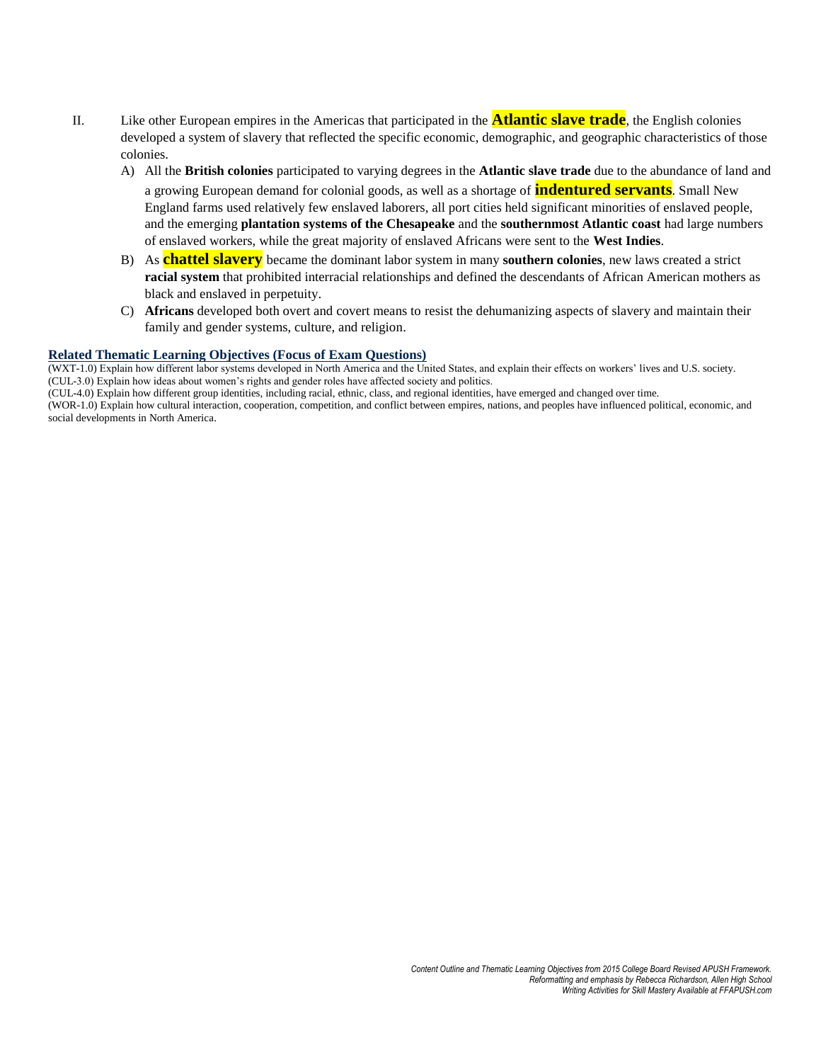II. Like other European empires in the Americas that participated in the **Atlantic slave trade**, the English colonies developed a system of slavery that reflected the specific economic, demographic, and geographic characteristics of those colonies.

A) All the **British colonies** participated to varying degrees in the **Atlantic slave trade** due to the abundance of land and a growing European demand for colonial goods, as well as a shortage of **indentured servants**. Small New England farms used relatively few enslaved laborers, all port cities held significant minorities of enslaved people, and the emerging **plantation systems of the Chesapeake** and the **southernmost Atlantic coast** had large numbers of enslaved workers, while the great majority of enslaved Africans were sent to the **West Indies**.

B) As **chattel slavery** became the dominant labor system in many **southern colonies**, new laws created a strict **racial system** that prohibited interracial relationships and defined the descendants of African American mothers as black and enslaved in perpetuity.

C) **Africans** developed both overt and covert means to resist the dehumanizing aspects of slavery and maintain their family and gender systems, culture, and religion.

**Related Thematic Learning Objectives (Focus of Exam Questions)**

(WXT-1.0) Explain how different labor systems developed in North America and the United States, and explain their effects on workers' lives and U.S. society.
(CUL-3.0) Explain how ideas about women's rights and gender roles have affected society and politics.
(CUL-4.0) Explain how different group identities, including racial, ethnic, class, and regional identities, have emerged and changed over time.
(WOR-1.0) Explain how cultural interaction, cooperation, competition, and conflict between empires, nations, and peoples have influenced political, economic, and social developments in North America.

*Content Outline and Thematic Learning Objectives from 2015 College Board Revised APUSH Framework.*
*Reformatting and emphasis by Rebecca Richardson, Allen High School*
*Writing Activities for Skill Mastery Available at FFAPUSH.com*